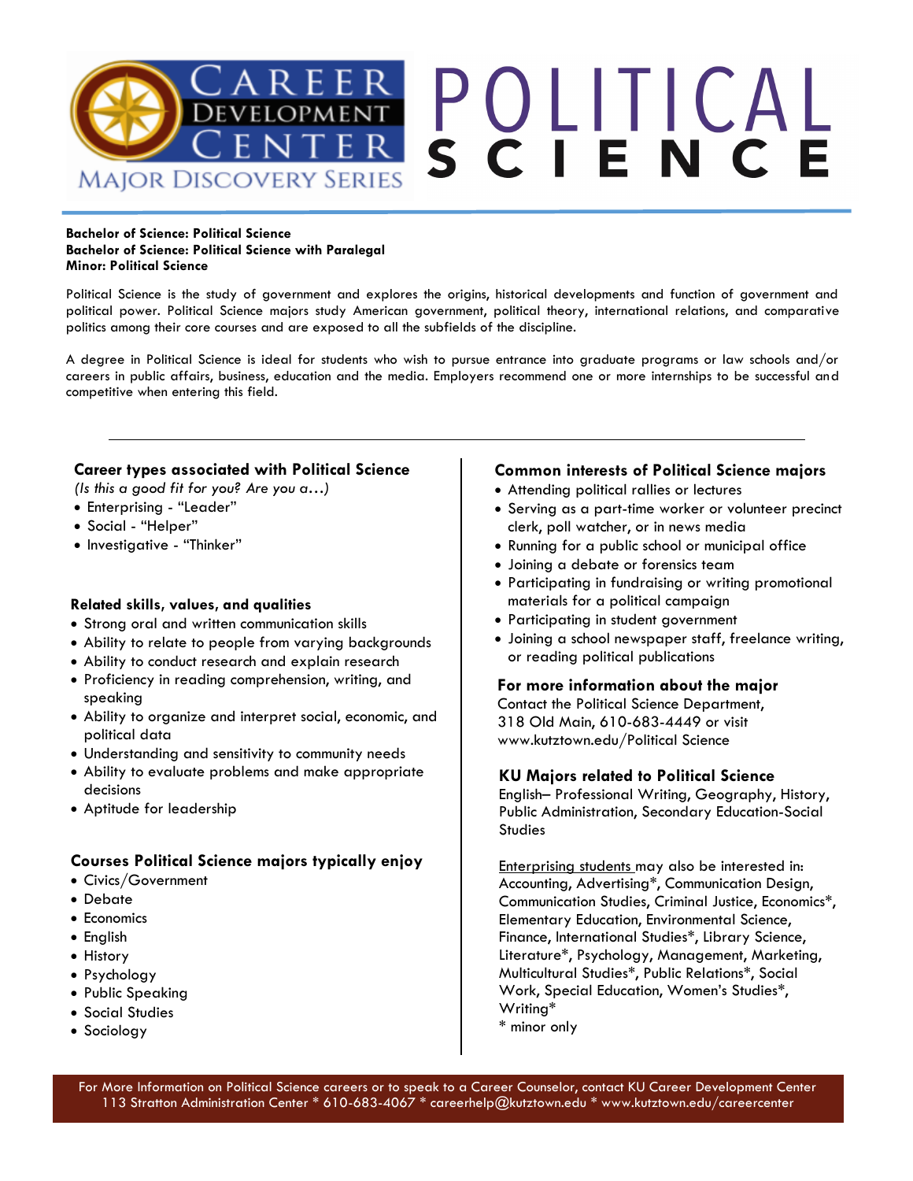# CAREER DEVELOPMENT CENTER — MAJOR DISCOVERY SERIES

# POLITICAL SCIENCE

**Bachelor of Science: Political Science**
**Bachelor of Science: Political Science with Paralegal**
**Minor: Political Science**

Political Science is the study of government and explores the origins, historical developments and function of government and political power. Political Science majors study American government, political theory, international relations, and comparative politics among their core courses and are exposed to all the subfields of the discipline.

A degree in Political Science is ideal for students who wish to pursue entrance into graduate programs or law schools and/or careers in public affairs, business, education and the media. Employers recommend one or more internships to be successful and competitive when entering this field.

---

## Career types associated with Political Science

*(Is this a good fit for you? Are you a…)*

- Enterprising - "Leader"
- Social - "Helper"
- Investigative - "Thinker"

## Related skills, values, and qualities

- Strong oral and written communication skills
- Ability to relate to people from varying backgrounds
- Ability to conduct research and explain research
- Proficiency in reading comprehension, writing, and speaking
- Ability to organize and interpret social, economic, and political data
- Understanding and sensitivity to community needs
- Ability to evaluate problems and make appropriate decisions
- Aptitude for leadership

## Courses Political Science majors typically enjoy

- Civics/Government
- Debate
- Economics
- English
- History
- Psychology
- Public Speaking
- Social Studies
- Sociology

## Common interests of Political Science majors

- Attending political rallies or lectures
- Serving as a part-time worker or volunteer precinct clerk, poll watcher, or in news media
- Running for a public school or municipal office
- Joining a debate or forensics team
- Participating in fundraising or writing promotional materials for a political campaign
- Participating in student government
- Joining a school newspaper staff, freelance writing, or reading political publications

## For more information about the major

Contact the Political Science Department, 318 Old Main, 610-683-4449 or visit www.kutztown.edu/Political Science

## KU Majors related to Political Science

English– Professional Writing, Geography, History, Public Administration, Secondary Education-Social Studies

Enterprising students may also be interested in: Accounting, Advertising*, Communication Design, Communication Studies, Criminal Justice, Economics*, Elementary Education, Environmental Science, Finance, International Studies*, Library Science, Literature*, Psychology, Management, Marketing, Multicultural Studies*, Public Relations*, Social Work, Special Education, Women's Studies*, Writing*

\* minor only

For More Information on Political Science careers or to speak to a Career Counselor, contact KU Career Development Center
113 Stratton Administration Center * 610-683-4067 * careerhelp@kutztown.edu * www.kutztown.edu/careercenter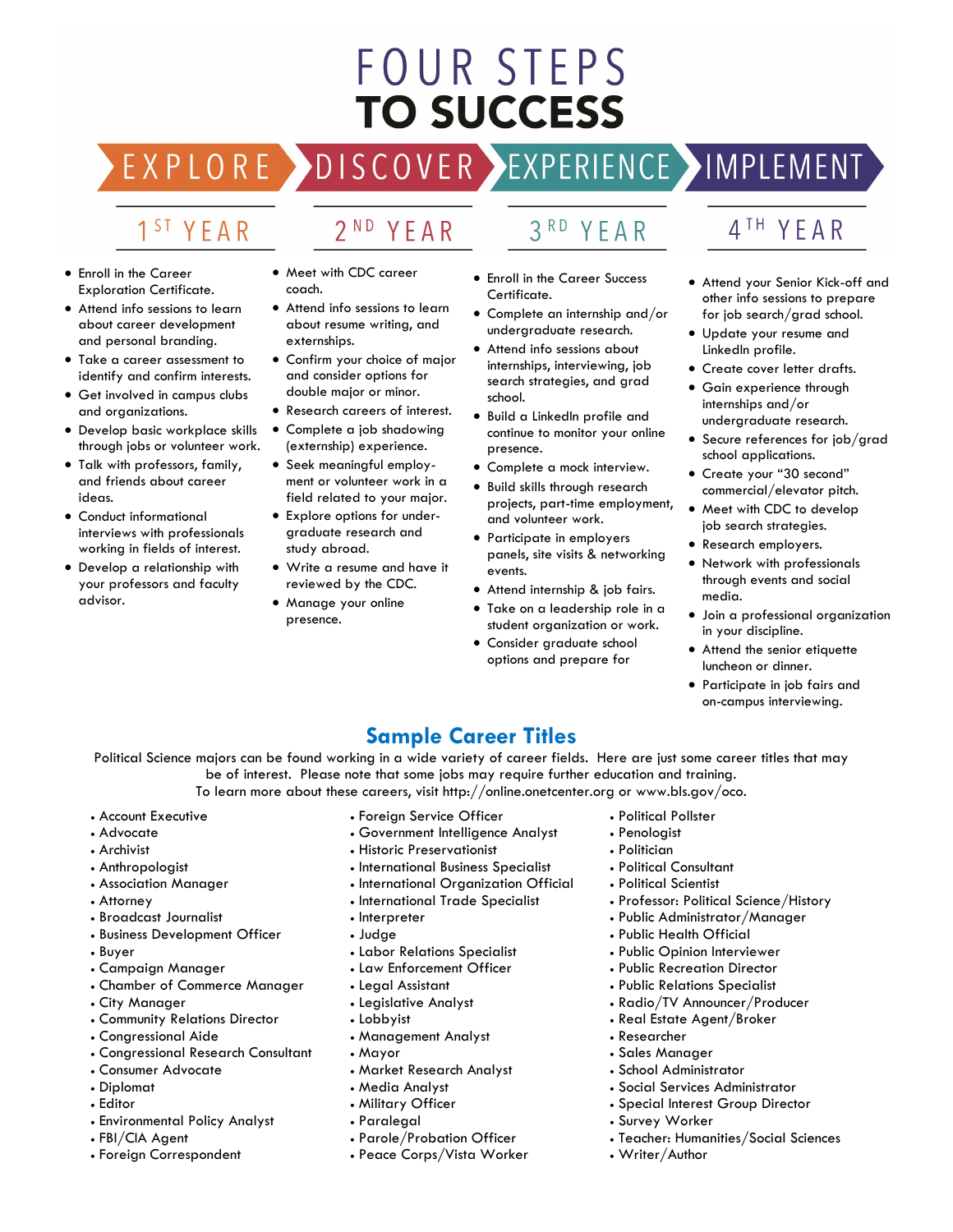# FOUR STEPS TO SUCCESS

## EXPLORE — 1ST YEAR

- Enroll in the Career Exploration Certificate.
- Attend info sessions to learn about career development and personal branding.
- Take a career assessment to identify and confirm interests.
- Get involved in campus clubs and organizations.
- Develop basic workplace skills through jobs or volunteer work.
- Talk with professors, family, and friends about career ideas.
- Conduct informational interviews with professionals working in fields of interest.
- Develop a relationship with your professors and faculty advisor.

## DISCOVER — 2ND YEAR

- Meet with CDC career coach.
- Attend info sessions to learn about resume writing, and externships.
- Confirm your choice of major and consider options for double major or minor.
- Research careers of interest.
- Complete a job shadowing (externship) experience.
- Seek meaningful employment or volunteer work in a field related to your major.
- Explore options for undergraduate research and study abroad.
- Write a resume and have it reviewed by the CDC.
- Manage your online presence.

## EXPERIENCE — 3RD YEAR

- Enroll in the Career Success Certificate.
- Complete an internship and/or undergraduate research.
- Attend info sessions about internships, interviewing, job search strategies, and grad school.
- Build a LinkedIn profile and continue to monitor your online presence.
- Complete a mock interview.
- Build skills through research projects, part-time employment, and volunteer work.
- Participate in employers panels, site visits & networking events.
- Attend internship & job fairs.
- Take on a leadership role in a student organization or work.
- Consider graduate school options and prepare for

## IMPLEMENT — 4TH YEAR

- Attend your Senior Kick-off and other info sessions to prepare for job search/grad school.
- Update your resume and LinkedIn profile.
- Create cover letter drafts.
- Gain experience through internships and/or undergraduate research.
- Secure references for job/grad school applications.
- Create your "30 second" commercial/elevator pitch.
- Meet with CDC to develop job search strategies.
- Research employers.
- Network with professionals through events and social media.
- Join a professional organization in your discipline.
- Attend the senior etiquette luncheon or dinner.
- Participate in job fairs and on-campus interviewing.

## Sample Career Titles

Political Science majors can be found working in a wide variety of career fields. Here are just some career titles that may be of interest. Please note that some jobs may require further education and training. To learn more about these careers, visit http://online.onetcenter.org or www.bls.gov/oco.

- Account Executive
- Advocate
- Archivist
- Anthropologist
- Association Manager
- Attorney
- Broadcast Journalist
- Business Development Officer
- Buyer
- Campaign Manager
- Chamber of Commerce Manager
- City Manager
- Community Relations Director
- Congressional Aide
- Congressional Research Consultant
- Consumer Advocate
- Diplomat
- Editor
- Environmental Policy Analyst
- FBI/CIA Agent
- Foreign Correspondent
- Foreign Service Officer
- Government Intelligence Analyst
- Historic Preservationist
- International Business Specialist
- International Organization Official
- International Trade Specialist
- Interpreter
- Judge
- Labor Relations Specialist
- Law Enforcement Officer
- Legal Assistant
- Legislative Analyst
- Lobbyist
- Management Analyst
- Mayor
- Market Research Analyst
- Media Analyst
- Military Officer
- Paralegal
- Parole/Probation Officer
- Peace Corps/Vista Worker
- Political Pollster
- Penologist
- Politician
- Political Consultant
- Political Scientist
- Professor: Political Science/History
- Public Administrator/Manager
- Public Health Official
- Public Opinion Interviewer
- Public Recreation Director
- Public Relations Specialist
- Radio/TV Announcer/Producer
- Real Estate Agent/Broker
- Researcher
- Sales Manager
- School Administrator
- Social Services Administrator
- Special Interest Group Director
- Survey Worker
- Teacher: Humanities/Social Sciences
- Writer/Author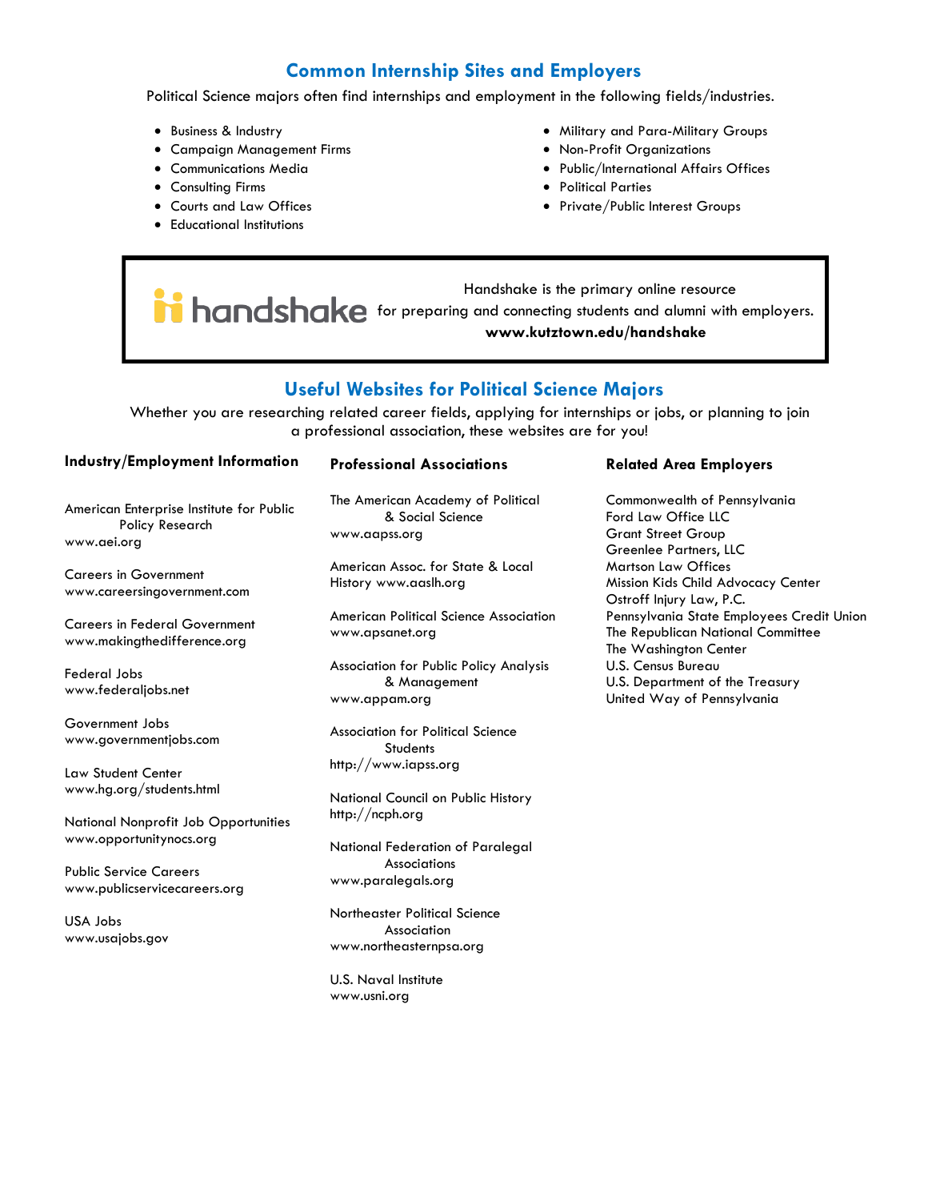## Common Internship Sites and Employers

Political Science majors often find internships and employment in the following fields/industries.

- Business & Industry
- Campaign Management Firms
- Communications Media
- Consulting Firms
- Courts and Law Offices
- Educational Institutions
- Military and Para-Military Groups
- Non-Profit Organizations
- Public/International Affairs Offices
- Political Parties
- Private/Public Interest Groups

handshake

Handshake is the primary online resource for preparing and connecting students and alumni with employers.
**www.kutztown.edu/handshake**

## Useful Websites for Political Science Majors

Whether you are researching related career fields, applying for internships or jobs, or planning to join a professional association, these websites are for you!

### Industry/Employment Information

American Enterprise Institute for Public Policy Research
www.aei.org

Careers in Government
www.careersingovernment.com

Careers in Federal Government
www.makingthedifference.org

Federal Jobs
www.federaljobs.net

Government Jobs
www.governmentjobs.com

Law Student Center
www.hg.org/students.html

National Nonprofit Job Opportunities
www.opportunitynocs.org

Public Service Careers
www.publicservicecareers.org

USA Jobs
www.usajobs.gov

### Professional Associations

The American Academy of Political & Social Science
www.aapss.org

American Assoc. for State & Local History www.aaslh.org

American Political Science Association
www.apsanet.org

Association for Public Policy Analysis & Management
www.appam.org

Association for Political Science Students
http://www.iapss.org

National Council on Public History
http://ncph.org

National Federation of Paralegal Associations
www.paralegals.org

Northeaster Political Science Association
www.northeasternpsa.org

U.S. Naval Institute
www.usni.org

### Related Area Employers

Commonwealth of Pennsylvania
Ford Law Office LLC
Grant Street Group
Greenlee Partners, LLC
Martson Law Offices
Mission Kids Child Advocacy Center
Ostroff Injury Law, P.C.
Pennsylvania State Employees Credit Union
The Republican National Committee
The Washington Center
U.S. Census Bureau
U.S. Department of the Treasury
United Way of Pennsylvania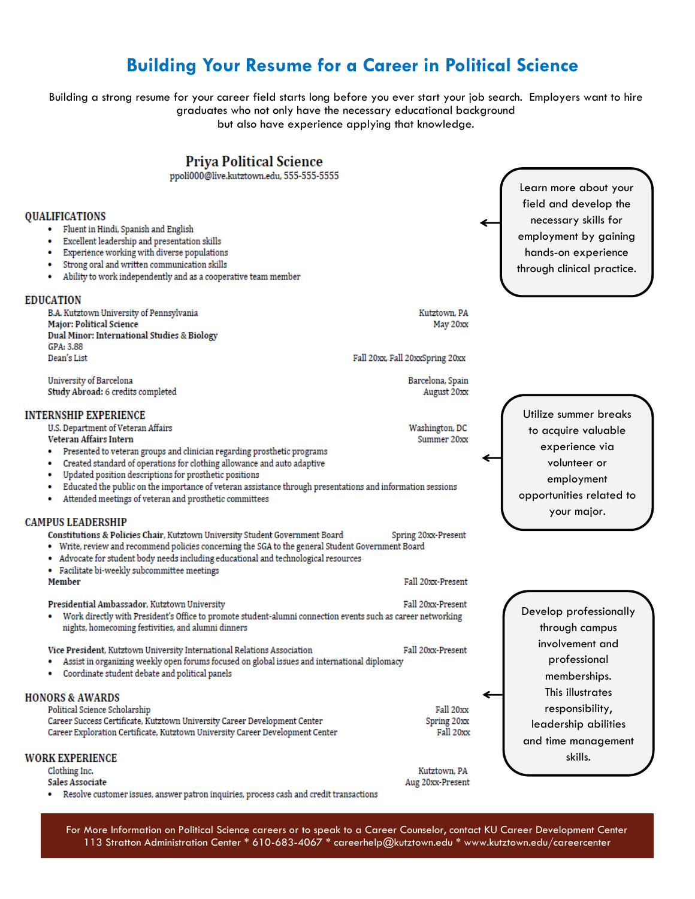# Building Your Resume for a Career in Political Science

Building a strong resume for your career field starts long before you ever start your job search. Employers want to hire graduates who not only have the necessary educational background but also have experience applying that knowledge.

## Priya Political Science

ppoli000@live.kutztown.edu, 555-555-5555

### QUALIFICATIONS

- Fluent in Hindi, Spanish and English
- Excellent leadership and presentation skills
- Experience working with diverse populations
- Strong oral and written communication skills
- Ability to work independently and as a cooperative team member

> Learn more about your field and develop the necessary skills for employment by gaining hands-on experience through clinical practice.

### EDUCATION

B.A. Kutztown University of Pennsylvania — Kutztown, PA
**Major: Political Science** — May 20xx
**Dual Minor: International Studies & Biology**
GPA: 3.88
Dean's List — Fall 20xx, Fall 20xxSpring 20xx

University of Barcelona — Barcelona, Spain
**Study Abroad:** 6 credits completed — August 20xx

### INTERNSHIP EXPERIENCE

U.S. Department of Veteran Affairs — Washington, DC
**Veteran Affairs Intern** — Summer 20xx

- Presented to veteran groups and clinician regarding prosthetic programs
- Created standard of operations for clothing allowance and auto adaptive
- Updated position descriptions for prosthetic positions
- Educated the public on the importance of veteran assistance through presentations and information sessions
- Attended meetings of veteran and prosthetic committees

> Utilize summer breaks to acquire valuable experience via volunteer or employment opportunities related to your major.

### CAMPUS LEADERSHIP

**Constitutions & Policies Chair**, Kutztown University Student Government Board — Spring 20xx-Present

- Write, review and recommend policies concerning the SGA to the general Student Government Board
- Advocate for student body needs including educational and technological resources
- Facilitate bi-weekly subcommittee meetings

**Member** — Fall 20xx-Present

**Presidential Ambassador**, Kutztown University — Fall 20xx-Present

- Work directly with President's Office to promote student-alumni connection events such as career networking nights, homecoming festivities, and alumni dinners

**Vice President**, Kutztown University International Relations Association — Fall 20xx-Present

- Assist in organizing weekly open forums focused on global issues and international diplomacy
- Coordinate student debate and political panels

> Develop professionally through campus involvement and professional memberships. This illustrates responsibility, leadership abilities and time management skills.

### HONORS & AWARDS

Political Science Scholarship — Fall 20xx
Career Success Certificate, Kutztown University Career Development Center — Spring 20xx
Career Exploration Certificate, Kutztown University Career Development Center — Fall 20xx

### WORK EXPERIENCE

Clothing Inc. — Kutztown, PA
**Sales Associate** — Aug 20xx-Present

- Resolve customer issues, answer patron inquiries, process cash and credit transactions

For More Information on Political Science careers or to speak to a Career Counselor, contact KU Career Development Center
113 Stratton Administration Center * 610-683-4067 * careerhelp@kutztown.edu * www.kutztown.edu/careercenter